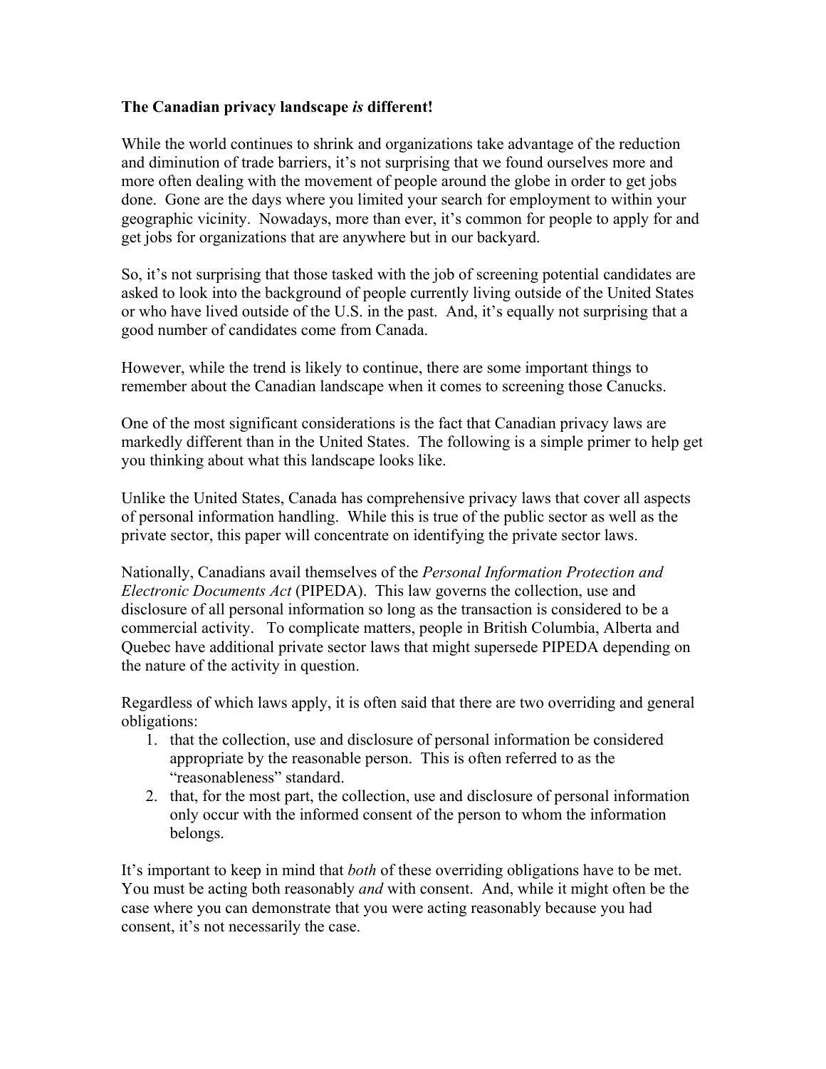**The Canadian privacy landscape *is* different!**

While the world continues to shrink and organizations take advantage of the reduction and diminution of trade barriers, it's not surprising that we found ourselves more and more often dealing with the movement of people around the globe in order to get jobs done. Gone are the days where you limited your search for employment to within your geographic vicinity. Nowadays, more than ever, it's common for people to apply for and get jobs for organizations that are anywhere but in our backyard.

So, it's not surprising that those tasked with the job of screening potential candidates are asked to look into the background of people currently living outside of the United States or who have lived outside of the U.S. in the past. And, it's equally not surprising that a good number of candidates come from Canada.

However, while the trend is likely to continue, there are some important things to remember about the Canadian landscape when it comes to screening those Canucks.

One of the most significant considerations is the fact that Canadian privacy laws are markedly different than in the United States. The following is a simple primer to help get you thinking about what this landscape looks like.

Unlike the United States, Canada has comprehensive privacy laws that cover all aspects of personal information handling. While this is true of the public sector as well as the private sector, this paper will concentrate on identifying the private sector laws.

Nationally, Canadians avail themselves of the *Personal Information Protection and Electronic Documents Act* (PIPEDA). This law governs the collection, use and disclosure of all personal information so long as the transaction is considered to be a commercial activity. To complicate matters, people in British Columbia, Alberta and Quebec have additional private sector laws that might supersede PIPEDA depending on the nature of the activity in question.

Regardless of which laws apply, it is often said that there are two overriding and general obligations:

1. that the collection, use and disclosure of personal information be considered appropriate by the reasonable person. This is often referred to as the "reasonableness" standard.
2. that, for the most part, the collection, use and disclosure of personal information only occur with the informed consent of the person to whom the information belongs.

It's important to keep in mind that *both* of these overriding obligations have to be met. You must be acting both reasonably *and* with consent. And, while it might often be the case where you can demonstrate that you were acting reasonably because you had consent, it's not necessarily the case.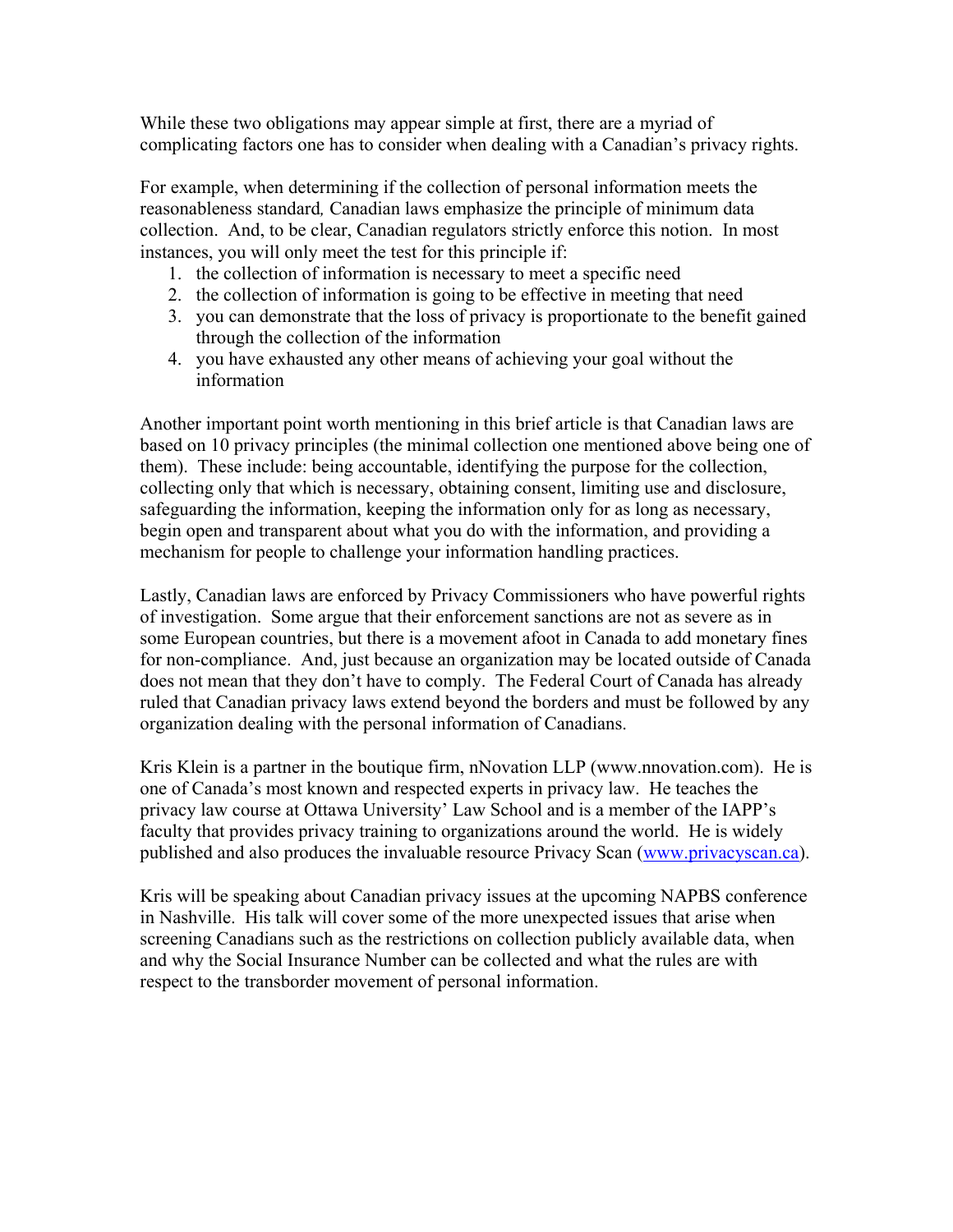While these two obligations may appear simple at first, there are a myriad of complicating factors one has to consider when dealing with a Canadian's privacy rights.

For example, when determining if the collection of personal information meets the reasonableness standard*,* Canadian laws emphasize the principle of minimum data collection. And, to be clear, Canadian regulators strictly enforce this notion. In most instances, you will only meet the test for this principle if:

1. the collection of information is necessary to meet a specific need
2. the collection of information is going to be effective in meeting that need
3. you can demonstrate that the loss of privacy is proportionate to the benefit gained through the collection of the information
4. you have exhausted any other means of achieving your goal without the information

Another important point worth mentioning in this brief article is that Canadian laws are based on 10 privacy principles (the minimal collection one mentioned above being one of them). These include: being accountable, identifying the purpose for the collection, collecting only that which is necessary, obtaining consent, limiting use and disclosure, safeguarding the information, keeping the information only for as long as necessary, begin open and transparent about what you do with the information, and providing a mechanism for people to challenge your information handling practices.

Lastly, Canadian laws are enforced by Privacy Commissioners who have powerful rights of investigation. Some argue that their enforcement sanctions are not as severe as in some European countries, but there is a movement afoot in Canada to add monetary fines for non-compliance. And, just because an organization may be located outside of Canada does not mean that they don't have to comply. The Federal Court of Canada has already ruled that Canadian privacy laws extend beyond the borders and must be followed by any organization dealing with the personal information of Canadians.

Kris Klein is a partner in the boutique firm, nNovation LLP (www.nnovation.com). He is one of Canada's most known and respected experts in privacy law. He teaches the privacy law course at Ottawa University' Law School and is a member of the IAPP's faculty that provides privacy training to organizations around the world. He is widely published and also produces the invaluable resource Privacy Scan (www.privacyscan.ca).

Kris will be speaking about Canadian privacy issues at the upcoming NAPBS conference in Nashville. His talk will cover some of the more unexpected issues that arise when screening Canadians such as the restrictions on collection publicly available data, when and why the Social Insurance Number can be collected and what the rules are with respect to the transborder movement of personal information.